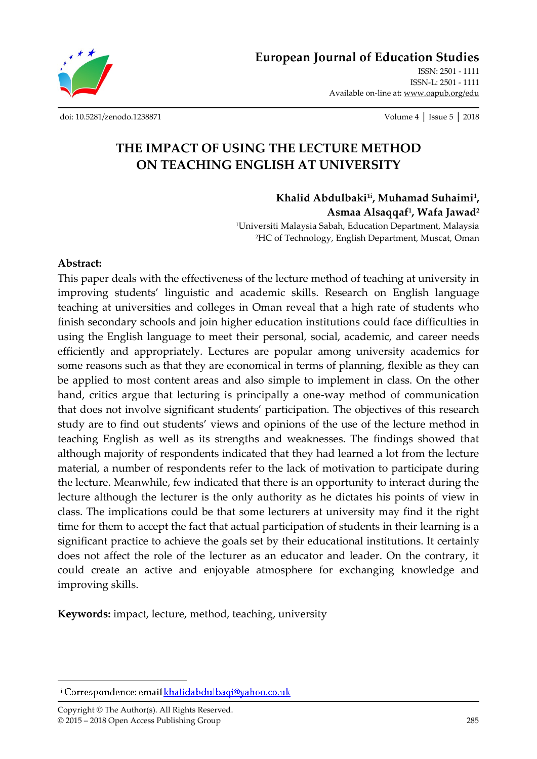European Journal of Education Studies

ISSN: 2501 - 1111
ISSN-L: 2501 - 1111
Available on-line at: www.oapub.org/edu

doi: 10.5281/zenodo.1238871

# THE IMPACT OF USING THE LECTURE METHOD ON TEACHING ENGLISH AT UNIVERSITY

**Khalid Abdulbaki[1i], Muhamad Suhaimi[1], Asmaa Alsaqqaf[1], Wafa Jawad[2]**

[1]Universiti Malaysia Sabah, Education Department, Malaysia
[2]HC of Technology, English Department, Muscat, Oman

**Abstract:**

This paper deals with the effectiveness of the lecture method of teaching at university in improving students' linguistic and academic skills. Research on English language teaching at universities and colleges in Oman reveal that a high rate of students who finish secondary schools and join higher education institutions could face difficulties in using the English language to meet their personal, social, academic, and career needs efficiently and appropriately. Lectures are popular among university academics for some reasons such as that they are economical in terms of planning, flexible as they can be applied to most content areas and also simple to implement in class. On the other hand, critics argue that lecturing is principally a one-way method of communication that does not involve significant students' participation. The objectives of this research study are to find out students' views and opinions of the use of the lecture method in teaching English as well as its strengths and weaknesses. The findings showed that although majority of respondents indicated that they had learned a lot from the lecture material, a number of respondents refer to the lack of motivation to participate during the lecture. Meanwhile, few indicated that there is an opportunity to interact during the lecture although the lecturer is the only authority as he dictates his points of view in class. The implications could be that some lecturers at university may find it the right time for them to accept the fact that actual participation of students in their learning is a significant practice to achieve the goals set by their educational institutions. It certainly does not affect the role of the lecturer as an educator and leader. On the contrary, it could create an active and enjoyable atmosphere for exchanging knowledge and improving skills.

**Keywords:** impact, lecture, method, teaching, university

[i] Correspondence: email khalidabdulbaqi@yahoo.co.uk

Copyright © The Author(s). All Rights Reserved.
© 2015 – 2018 Open Access Publishing Group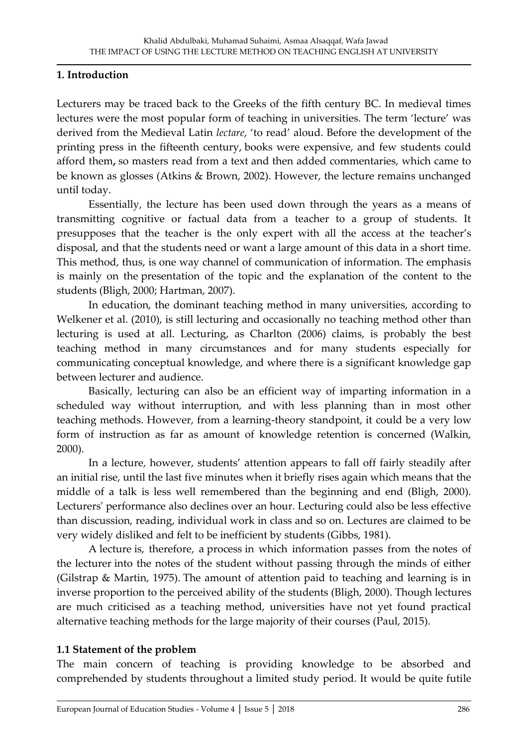## 1. Introduction

Lecturers may be traced back to the Greeks of the fifth century BC. In medieval times lectures were the most popular form of teaching in universities. The term 'lecture' was derived from the Medieval Latin *lectare*, 'to read' aloud. Before the development of the printing press in the fifteenth century, books were expensive, and few students could afford them**,** so masters read from a text and then added commentaries, which came to be known as glosses (Atkins & Brown, 2002). However, the lecture remains unchanged until today.

Essentially, the lecture has been used down through the years as a means of transmitting cognitive or factual data from a teacher to a group of students. It presupposes that the teacher is the only expert with all the access at the teacher's disposal, and that the students need or want a large amount of this data in a short time. This method, thus, is one way channel of communication of information. The emphasis is mainly on the presentation of the topic and the explanation of the content to the students (Bligh, 2000; Hartman, 2007).

In education, the dominant teaching method in many universities, according to Welkener et al. (2010), is still lecturing and occasionally no teaching method other than lecturing is used at all. Lecturing, as Charlton (2006) claims, is probably the best teaching method in many circumstances and for many students especially for communicating conceptual knowledge, and where there is a significant knowledge gap between lecturer and audience.

Basically, lecturing can also be an efficient way of imparting information in a scheduled way without interruption, and with less planning than in most other teaching methods. However, from a learning-theory standpoint, it could be a very low form of instruction as far as amount of knowledge retention is concerned (Walkin, 2000).

In a lecture, however, students' attention appears to fall off fairly steadily after an initial rise, until the last five minutes when it briefly rises again which means that the middle of a talk is less well remembered than the beginning and end (Bligh, 2000). Lecturers' performance also declines over an hour. Lecturing could also be less effective than discussion, reading, individual work in class and so on. Lectures are claimed to be very widely disliked and felt to be inefficient by students (Gibbs, 1981).

A lecture is, therefore, a process in which information passes from the notes of the lecturer into the notes of the student without passing through the minds of either (Gilstrap & Martin, 1975). The amount of attention paid to teaching and learning is in inverse proportion to the perceived ability of the students (Bligh, 2000). Though lectures are much criticised as a teaching method, universities have not yet found practical alternative teaching methods for the large majority of their courses (Paul, 2015).

### 1.1 Statement of the problem

The main concern of teaching is providing knowledge to be absorbed and comprehended by students throughout a limited study period. It would be quite futile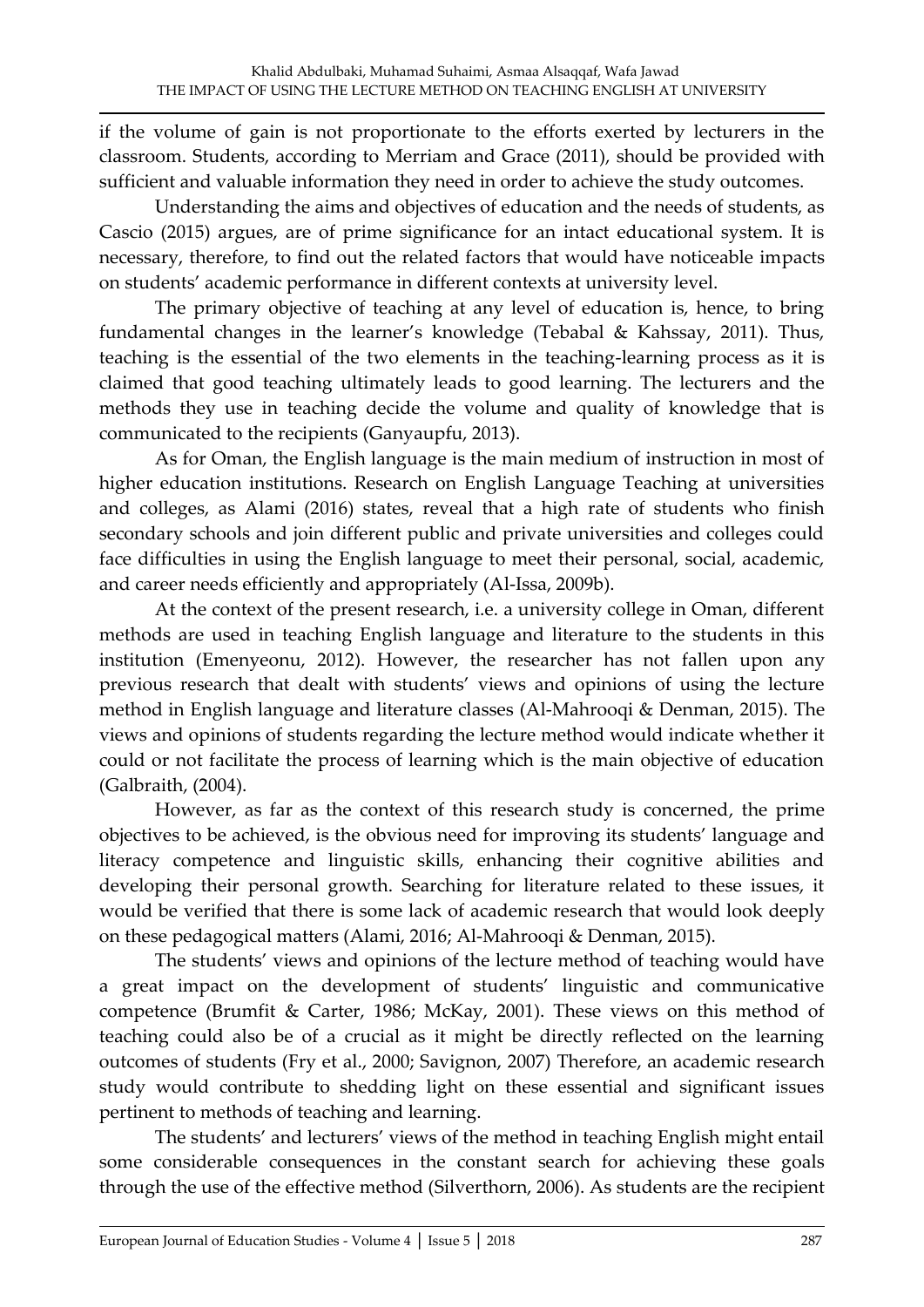if the volume of gain is not proportionate to the efforts exerted by lecturers in the classroom. Students, according to Merriam and Grace (2011), should be provided with sufficient and valuable information they need in order to achieve the study outcomes.

Understanding the aims and objectives of education and the needs of students, as Cascio (2015) argues, are of prime significance for an intact educational system. It is necessary, therefore, to find out the related factors that would have noticeable impacts on students' academic performance in different contexts at university level.

The primary objective of teaching at any level of education is, hence, to bring fundamental changes in the learner's knowledge (Tebabal & Kahssay, 2011). Thus, teaching is the essential of the two elements in the teaching-learning process as it is claimed that good teaching ultimately leads to good learning. The lecturers and the methods they use in teaching decide the volume and quality of knowledge that is communicated to the recipients (Ganyaupfu, 2013).

As for Oman, the English language is the main medium of instruction in most of higher education institutions. Research on English Language Teaching at universities and colleges, as Alami (2016) states, reveal that a high rate of students who finish secondary schools and join different public and private universities and colleges could face difficulties in using the English language to meet their personal, social, academic, and career needs efficiently and appropriately (Al-Issa, 2009b).

At the context of the present research, i.e. a university college in Oman, different methods are used in teaching English language and literature to the students in this institution (Emenyeonu, 2012). However, the researcher has not fallen upon any previous research that dealt with students' views and opinions of using the lecture method in English language and literature classes (Al-Mahrooqi & Denman, 2015). The views and opinions of students regarding the lecture method would indicate whether it could or not facilitate the process of learning which is the main objective of education (Galbraith, (2004).

However, as far as the context of this research study is concerned, the prime objectives to be achieved, is the obvious need for improving its students' language and literacy competence and linguistic skills, enhancing their cognitive abilities and developing their personal growth. Searching for literature related to these issues, it would be verified that there is some lack of academic research that would look deeply on these pedagogical matters (Alami, 2016; Al-Mahrooqi & Denman, 2015).

The students' views and opinions of the lecture method of teaching would have a great impact on the development of students' linguistic and communicative competence (Brumfit & Carter, 1986; McKay, 2001). These views on this method of teaching could also be of a crucial as it might be directly reflected on the learning outcomes of students (Fry et al., 2000; Savignon, 2007) Therefore, an academic research study would contribute to shedding light on these essential and significant issues pertinent to methods of teaching and learning.

The students' and lecturers' views of the method in teaching English might entail some considerable consequences in the constant search for achieving these goals through the use of the effective method (Silverthorn, 2006). As students are the recipient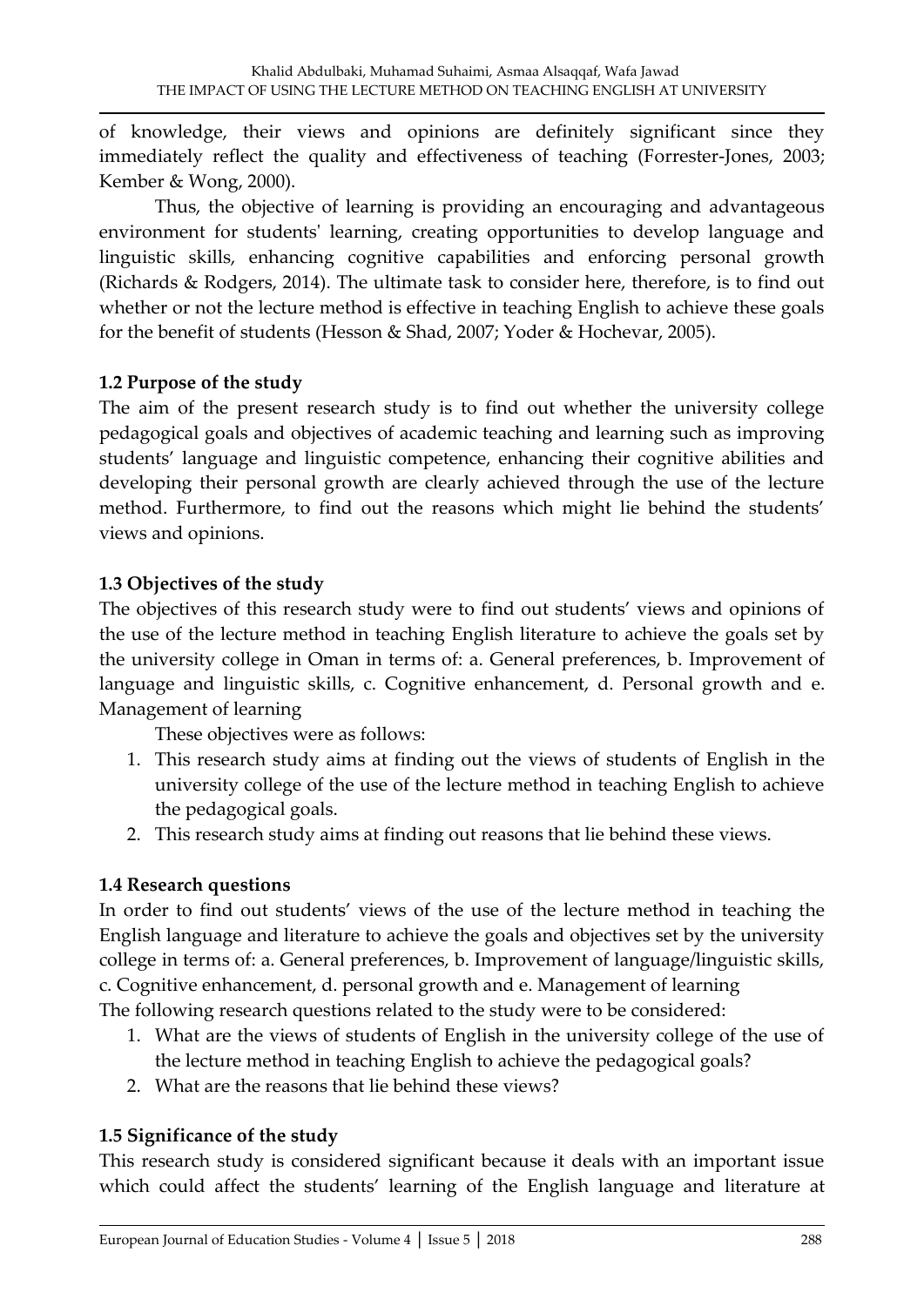of knowledge, their views and opinions are definitely significant since they immediately reflect the quality and effectiveness of teaching (Forrester-Jones, 2003; Kember & Wong, 2000).

Thus, the objective of learning is providing an encouraging and advantageous environment for students' learning, creating opportunities to develop language and linguistic skills, enhancing cognitive capabilities and enforcing personal growth (Richards & Rodgers, 2014). The ultimate task to consider here, therefore, is to find out whether or not the lecture method is effective in teaching English to achieve these goals for the benefit of students (Hesson & Shad, 2007; Yoder & Hochevar, 2005).

### 1.2 Purpose of the study

The aim of the present research study is to find out whether the university college pedagogical goals and objectives of academic teaching and learning such as improving students' language and linguistic competence, enhancing their cognitive abilities and developing their personal growth are clearly achieved through the use of the lecture method. Furthermore, to find out the reasons which might lie behind the students' views and opinions.

### 1.3 Objectives of the study

The objectives of this research study were to find out students' views and opinions of the use of the lecture method in teaching English literature to achieve the goals set by the university college in Oman in terms of: a. General preferences, b. Improvement of language and linguistic skills, c. Cognitive enhancement, d. Personal growth and e. Management of learning

These objectives were as follows:

1. This research study aims at finding out the views of students of English in the university college of the use of the lecture method in teaching English to achieve the pedagogical goals.
2. This research study aims at finding out reasons that lie behind these views.

### 1.4 Research questions

In order to find out students' views of the use of the lecture method in teaching the English language and literature to achieve the goals and objectives set by the university college in terms of: a. General preferences, b. Improvement of language/linguistic skills, c. Cognitive enhancement, d. personal growth and e. Management of learning

The following research questions related to the study were to be considered:

1. What are the views of students of English in the university college of the use of the lecture method in teaching English to achieve the pedagogical goals?
2. What are the reasons that lie behind these views?

### 1.5 Significance of the study

This research study is considered significant because it deals with an important issue which could affect the students' learning of the English language and literature at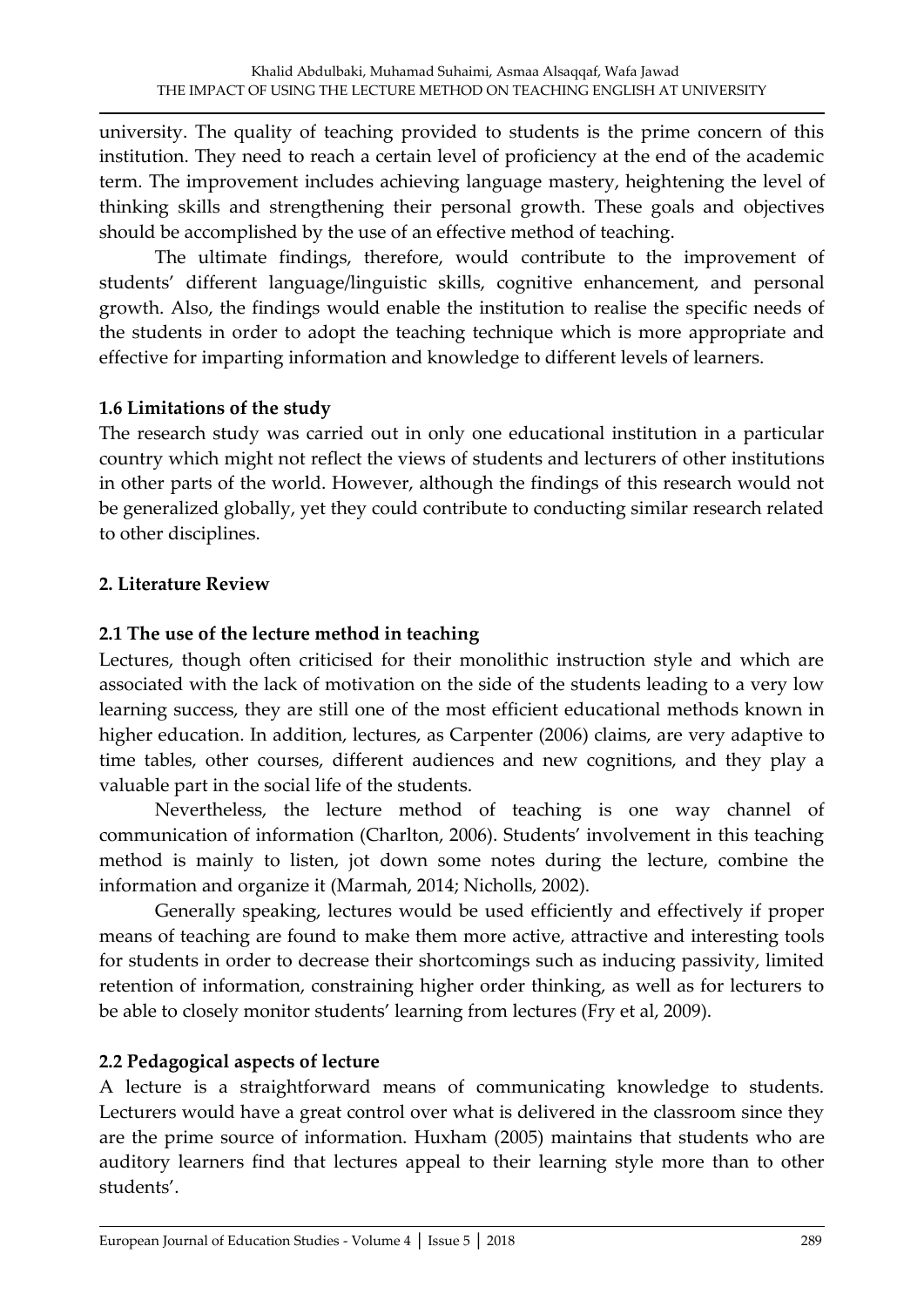university. The quality of teaching provided to students is the prime concern of this institution. They need to reach a certain level of proficiency at the end of the academic term. The improvement includes achieving language mastery, heightening the level of thinking skills and strengthening their personal growth. These goals and objectives should be accomplished by the use of an effective method of teaching.

The ultimate findings, therefore, would contribute to the improvement of students' different language/linguistic skills, cognitive enhancement, and personal growth. Also, the findings would enable the institution to realise the specific needs of the students in order to adopt the teaching technique which is more appropriate and effective for imparting information and knowledge to different levels of learners.

### 1.6 Limitations of the study

The research study was carried out in only one educational institution in a particular country which might not reflect the views of students and lecturers of other institutions in other parts of the world. However, although the findings of this research would not be generalized globally, yet they could contribute to conducting similar research related to other disciplines.

## 2. Literature Review

### 2.1 The use of the lecture method in teaching

Lectures, though often criticised for their monolithic instruction style and which are associated with the lack of motivation on the side of the students leading to a very low learning success, they are still one of the most efficient educational methods known in higher education. In addition, lectures, as Carpenter (2006) claims, are very adaptive to time tables, other courses, different audiences and new cognitions, and they play a valuable part in the social life of the students.

Nevertheless, the lecture method of teaching is one way channel of communication of information (Charlton, 2006). Students' involvement in this teaching method is mainly to listen, jot down some notes during the lecture, combine the information and organize it (Marmah, 2014; Nicholls, 2002).

Generally speaking, lectures would be used efficiently and effectively if proper means of teaching are found to make them more active, attractive and interesting tools for students in order to decrease their shortcomings such as inducing passivity, limited retention of information, constraining higher order thinking, as well as for lecturers to be able to closely monitor students' learning from lectures (Fry et al, 2009).

### 2.2 Pedagogical aspects of lecture

A lecture is a straightforward means of communicating knowledge to students. Lecturers would have a great control over what is delivered in the classroom since they are the prime source of information. Huxham (2005) maintains that students who are auditory learners find that lectures appeal to their learning style more than to other students'.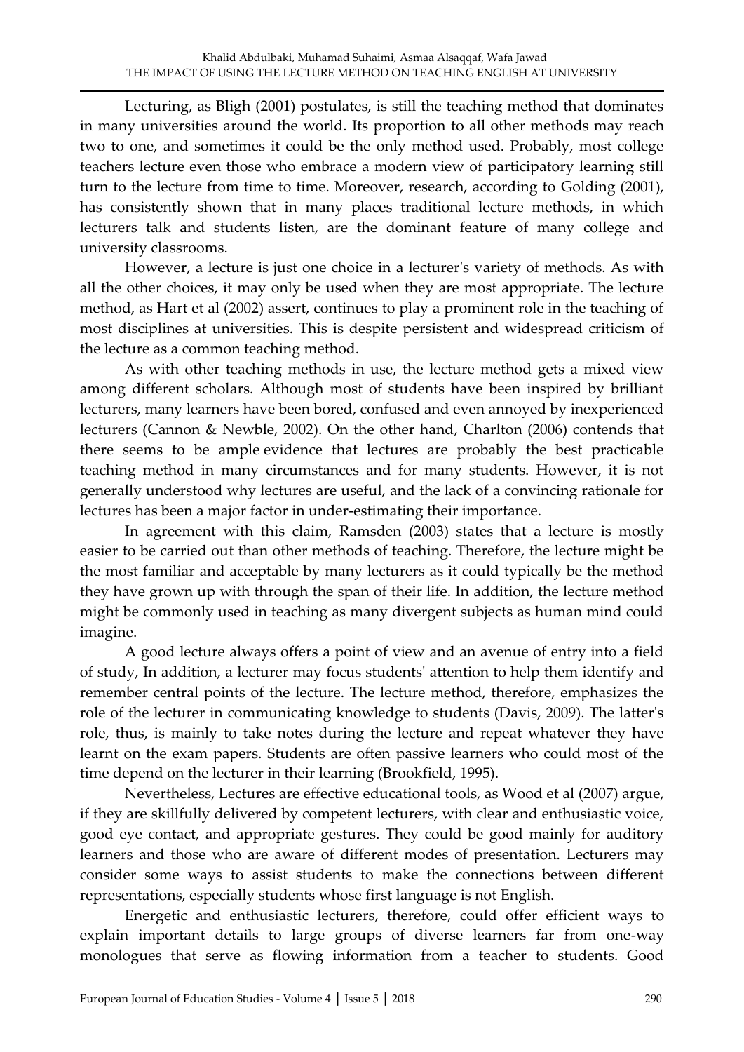Lecturing, as Bligh (2001) postulates, is still the teaching method that dominates in many universities around the world. Its proportion to all other methods may reach two to one, and sometimes it could be the only method used. Probably, most college teachers lecture even those who embrace a modern view of participatory learning still turn to the lecture from time to time. Moreover, research, according to Golding (2001), has consistently shown that in many places traditional lecture methods, in which lecturers talk and students listen, are the dominant feature of many college and university classrooms.

However, a lecture is just one choice in a lecturer's variety of methods. As with all the other choices, it may only be used when they are most appropriate. The lecture method, as Hart et al (2002) assert, continues to play a prominent role in the teaching of most disciplines at universities. This is despite persistent and widespread criticism of the lecture as a common teaching method.

As with other teaching methods in use, the lecture method gets a mixed view among different scholars. Although most of students have been inspired by brilliant lecturers, many learners have been bored, confused and even annoyed by inexperienced lecturers (Cannon & Newble, 2002). On the other hand, Charlton (2006) contends that there seems to be ample evidence that lectures are probably the best practicable teaching method in many circumstances and for many students. However, it is not generally understood why lectures are useful, and the lack of a convincing rationale for lectures has been a major factor in under-estimating their importance.

In agreement with this claim, Ramsden (2003) states that a lecture is mostly easier to be carried out than other methods of teaching. Therefore, the lecture might be the most familiar and acceptable by many lecturers as it could typically be the method they have grown up with through the span of their life. In addition, the lecture method might be commonly used in teaching as many divergent subjects as human mind could imagine.

A good lecture always offers a point of view and an avenue of entry into a field of study, In addition, a lecturer may focus students' attention to help them identify and remember central points of the lecture. The lecture method, therefore, emphasizes the role of the lecturer in communicating knowledge to students (Davis, 2009). The latter's role, thus, is mainly to take notes during the lecture and repeat whatever they have learnt on the exam papers. Students are often passive learners who could most of the time depend on the lecturer in their learning (Brookfield, 1995).

Nevertheless, Lectures are effective educational tools, as Wood et al (2007) argue, if they are skillfully delivered by competent lecturers, with clear and enthusiastic voice, good eye contact, and appropriate gestures. They could be good mainly for auditory learners and those who are aware of different modes of presentation. Lecturers may consider some ways to assist students to make the connections between different representations, especially students whose first language is not English.

Energetic and enthusiastic lecturers, therefore, could offer efficient ways to explain important details to large groups of diverse learners far from one-way monologues that serve as flowing information from a teacher to students. Good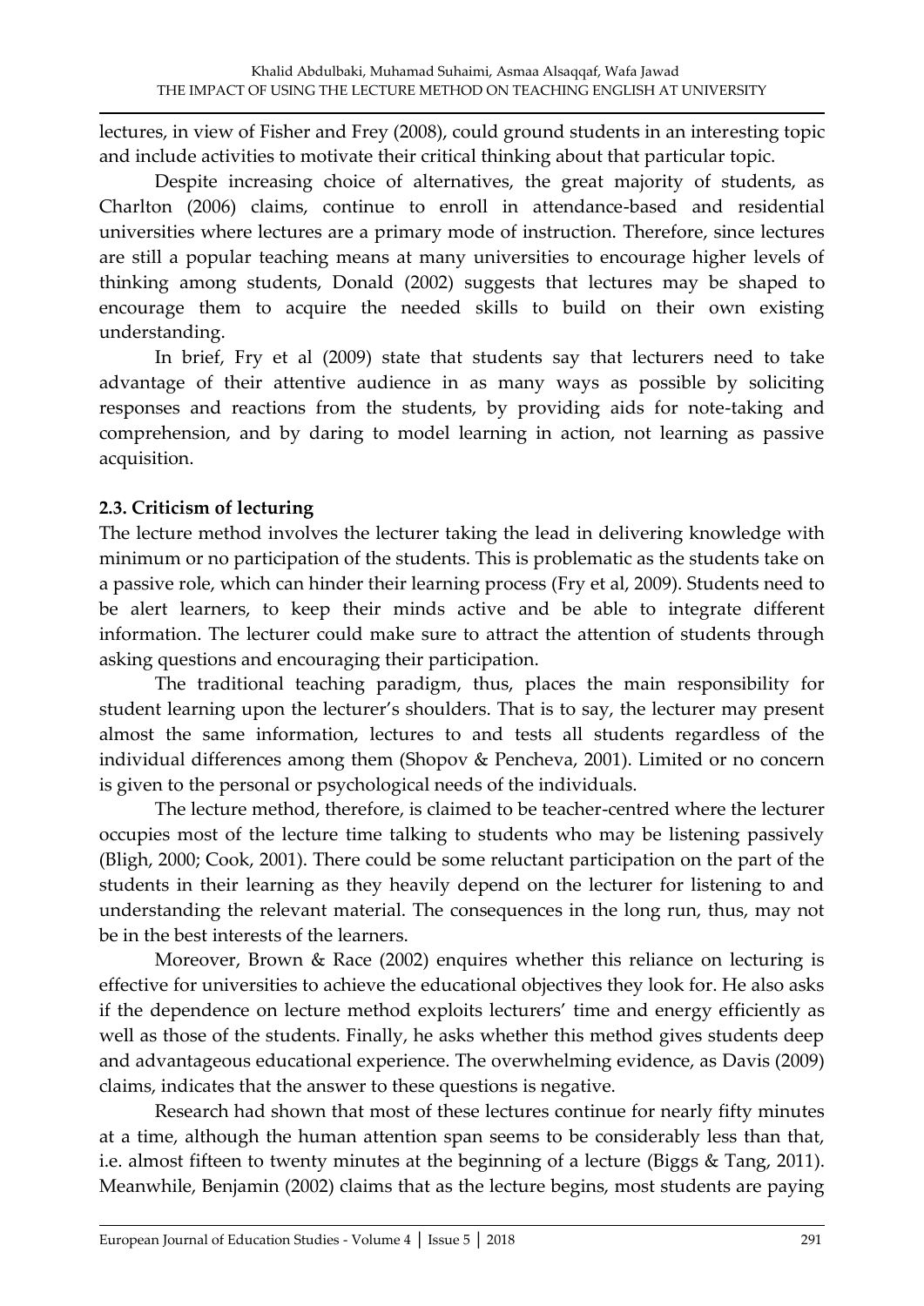lectures, in view of Fisher and Frey (2008), could ground students in an interesting topic and include activities to motivate their critical thinking about that particular topic.

Despite increasing choice of alternatives, the great majority of students, as Charlton (2006) claims, continue to enroll in attendance-based and residential universities where lectures are a primary mode of instruction. Therefore, since lectures are still a popular teaching means at many universities to encourage higher levels of thinking among students, Donald (2002) suggests that lectures may be shaped to encourage them to acquire the needed skills to build on their own existing understanding.

In brief, Fry et al (2009) state that students say that lecturers need to take advantage of their attentive audience in as many ways as possible by soliciting responses and reactions from the students, by providing aids for note-taking and comprehension, and by daring to model learning in action, not learning as passive acquisition.

### 2.3. Criticism of lecturing

The lecture method involves the lecturer taking the lead in delivering knowledge with minimum or no participation of the students. This is problematic as the students take on a passive role, which can hinder their learning process (Fry et al, 2009). Students need to be alert learners, to keep their minds active and be able to integrate different information. The lecturer could make sure to attract the attention of students through asking questions and encouraging their participation.

The traditional teaching paradigm, thus, places the main responsibility for student learning upon the lecturer's shoulders. That is to say, the lecturer may present almost the same information, lectures to and tests all students regardless of the individual differences among them (Shopov & Pencheva, 2001). Limited or no concern is given to the personal or psychological needs of the individuals.

The lecture method, therefore, is claimed to be teacher-centred where the lecturer occupies most of the lecture time talking to students who may be listening passively (Bligh, 2000; Cook, 2001). There could be some reluctant participation on the part of the students in their learning as they heavily depend on the lecturer for listening to and understanding the relevant material. The consequences in the long run, thus, may not be in the best interests of the learners.

Moreover, Brown & Race (2002) enquires whether this reliance on lecturing is effective for universities to achieve the educational objectives they look for. He also asks if the dependence on lecture method exploits lecturers' time and energy efficiently as well as those of the students. Finally, he asks whether this method gives students deep and advantageous educational experience. The overwhelming evidence, as Davis (2009) claims, indicates that the answer to these questions is negative.

Research had shown that most of these lectures continue for nearly fifty minutes at a time, although the human attention span seems to be considerably less than that, i.e. almost fifteen to twenty minutes at the beginning of a lecture (Biggs & Tang, 2011). Meanwhile, Benjamin (2002) claims that as the lecture begins, most students are paying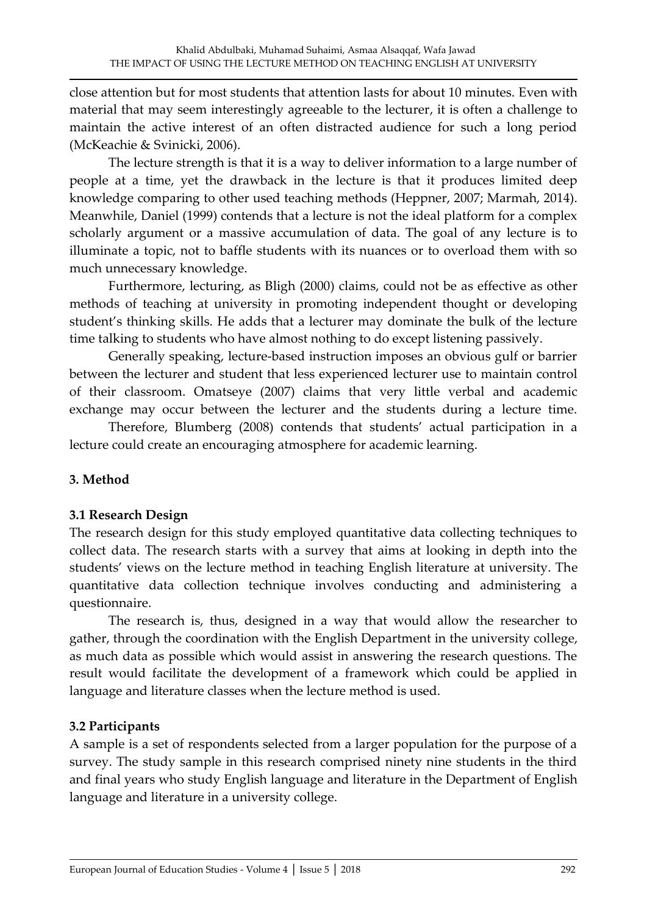close attention but for most students that attention lasts for about 10 minutes. Even with material that may seem interestingly agreeable to the lecturer, it is often a challenge to maintain the active interest of an often distracted audience for such a long period (McKeachie & Svinicki, 2006).

The lecture strength is that it is a way to deliver information to a large number of people at a time, yet the drawback in the lecture is that it produces limited deep knowledge comparing to other used teaching methods (Heppner, 2007; Marmah, 2014). Meanwhile, Daniel (1999) contends that a lecture is not the ideal platform for a complex scholarly argument or a massive accumulation of data. The goal of any lecture is to illuminate a topic, not to baffle students with its nuances or to overload them with so much unnecessary knowledge.

Furthermore, lecturing, as Bligh (2000) claims, could not be as effective as other methods of teaching at university in promoting independent thought or developing student's thinking skills. He adds that a lecturer may dominate the bulk of the lecture time talking to students who have almost nothing to do except listening passively.

Generally speaking, lecture-based instruction imposes an obvious gulf or barrier between the lecturer and student that less experienced lecturer use to maintain control of their classroom. Omatseye (2007) claims that very little verbal and academic exchange may occur between the lecturer and the students during a lecture time.

Therefore, Blumberg (2008) contends that students' actual participation in a lecture could create an encouraging atmosphere for academic learning.

## 3. Method

### 3.1 Research Design

The research design for this study employed quantitative data collecting techniques to collect data. The research starts with a survey that aims at looking in depth into the students' views on the lecture method in teaching English literature at university. The quantitative data collection technique involves conducting and administering a questionnaire.

The research is, thus, designed in a way that would allow the researcher to gather, through the coordination with the English Department in the university college, as much data as possible which would assist in answering the research questions. The result would facilitate the development of a framework which could be applied in language and literature classes when the lecture method is used.

### 3.2 Participants

A sample is a set of respondents selected from a larger population for the purpose of a survey. The study sample in this research comprised ninety nine students in the third and final years who study English language and literature in the Department of English language and literature in a university college.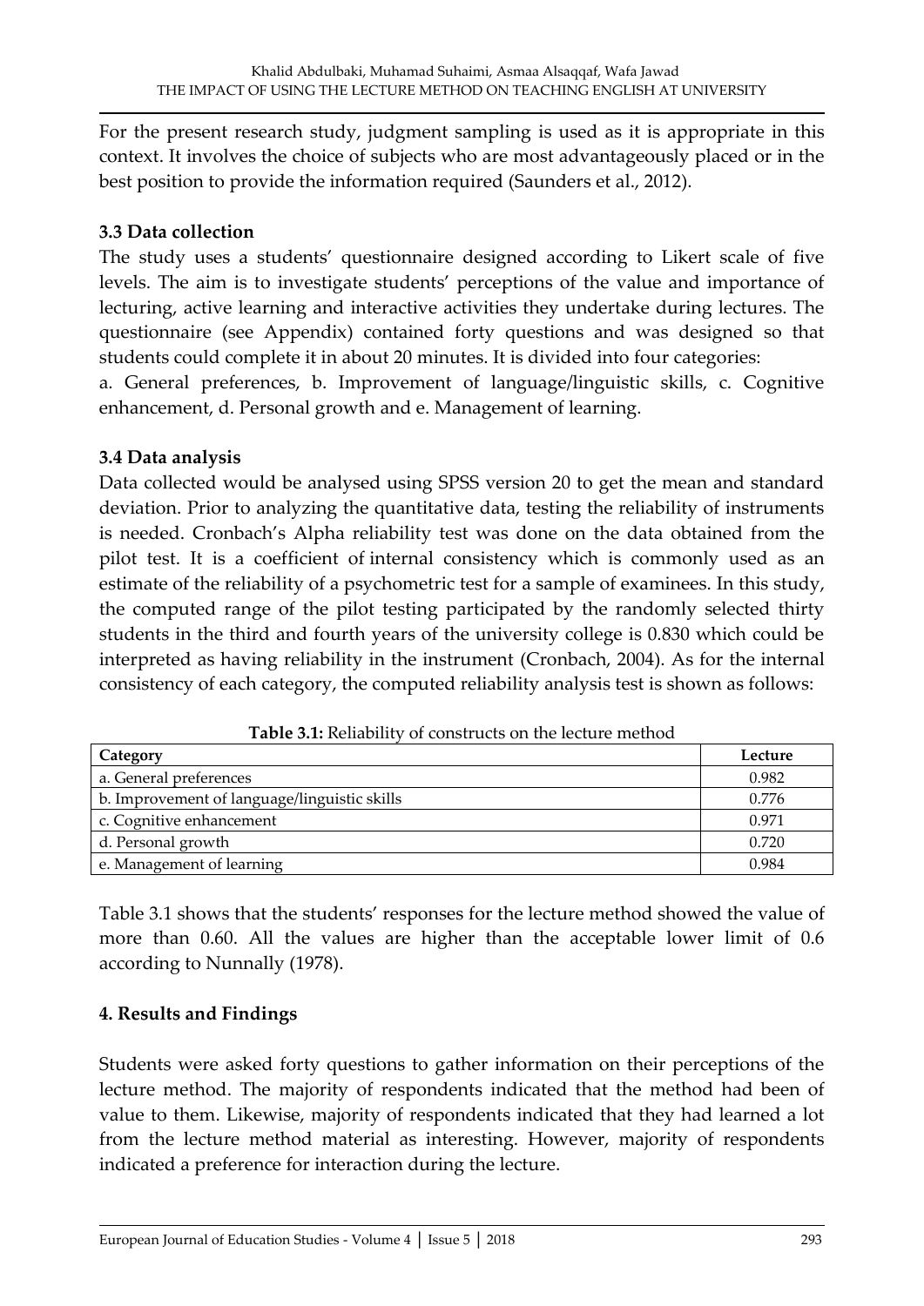For the present research study, judgment sampling is used as it is appropriate in this context. It involves the choice of subjects who are most advantageously placed or in the best position to provide the information required (Saunders et al., 2012).

### 3.3 Data collection

The study uses a students' questionnaire designed according to Likert scale of five levels. The aim is to investigate students' perceptions of the value and importance of lecturing, active learning and interactive activities they undertake during lectures. The questionnaire (see Appendix) contained forty questions and was designed so that students could complete it in about 20 minutes. It is divided into four categories:

a. General preferences, b. Improvement of language/linguistic skills, c. Cognitive enhancement, d. Personal growth and e. Management of learning.

### 3.4 Data analysis

Data collected would be analysed using SPSS version 20 to get the mean and standard deviation. Prior to analyzing the quantitative data, testing the reliability of instruments is needed. Cronbach's Alpha reliability test was done on the data obtained from the pilot test. It is a coefficient of internal consistency which is commonly used as an estimate of the reliability of a psychometric test for a sample of examinees. In this study, the computed range of the pilot testing participated by the randomly selected thirty students in the third and fourth years of the university college is 0.830 which could be interpreted as having reliability in the instrument (Cronbach, 2004). As for the internal consistency of each category, the computed reliability analysis test is shown as follows:

**Table 3.1:** Reliability of constructs on the lecture method

| Category | Lecture |
|---|---|
| a. General preferences | 0.982 |
| b. Improvement of language/linguistic skills | 0.776 |
| c. Cognitive enhancement | 0.971 |
| d. Personal growth | 0.720 |
| e. Management of learning | 0.984 |

Table 3.1 shows that the students' responses for the lecture method showed the value of more than 0.60. All the values are higher than the acceptable lower limit of 0.6 according to Nunnally (1978).

## 4. Results and Findings

Students were asked forty questions to gather information on their perceptions of the lecture method. The majority of respondents indicated that the method had been of value to them. Likewise, majority of respondents indicated that they had learned a lot from the lecture method material as interesting. However, majority of respondents indicated a preference for interaction during the lecture.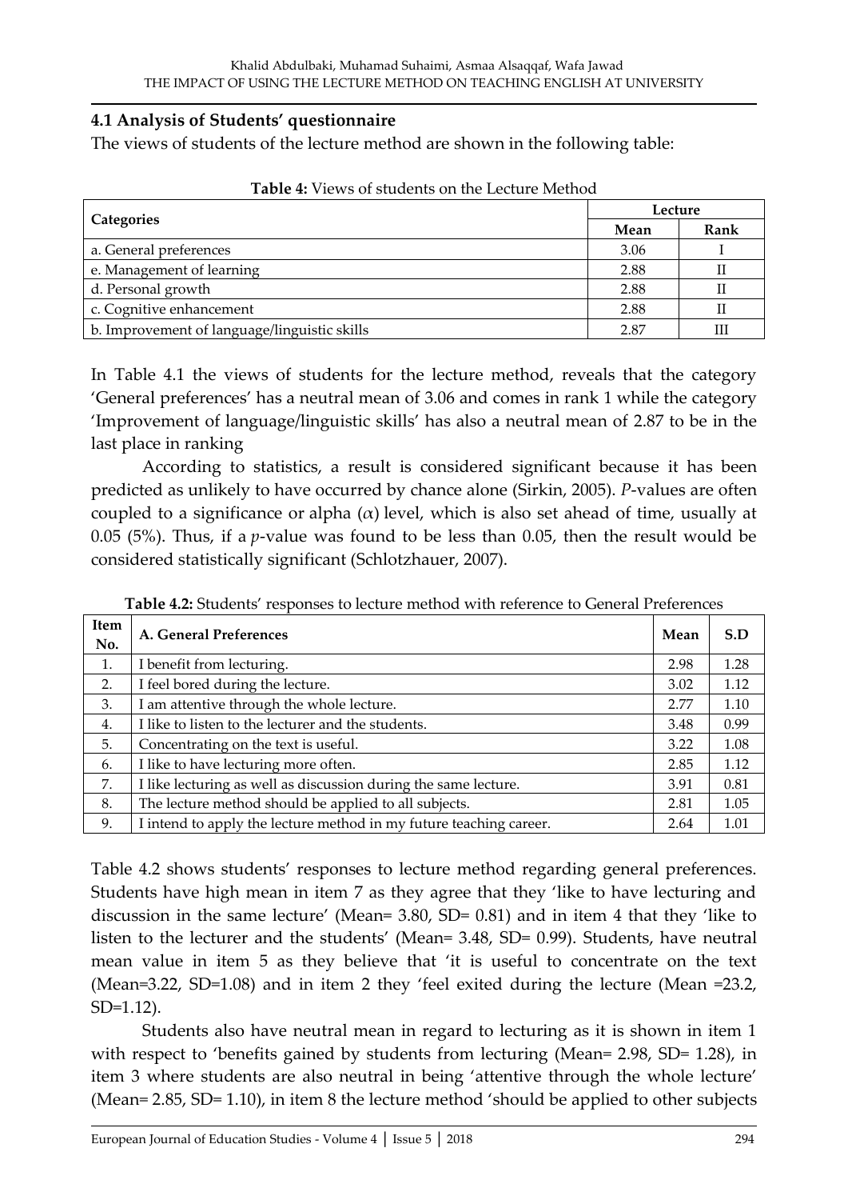### 4.1 Analysis of Students' questionnaire

The views of students of the lecture method are shown in the following table:

**Table 4:** Views of students on the Lecture Method

| Categories | Lecture | |
|---|---|---|
| | Mean | Rank |
| a. General preferences | 3.06 | I |
| e. Management of learning | 2.88 | II |
| d. Personal growth | 2.88 | II |
| c. Cognitive enhancement | 2.88 | II |
| b. Improvement of language/linguistic skills | 2.87 | III |

In Table 4.1 the views of students for the lecture method, reveals that the category 'General preferences' has a neutral mean of 3.06 and comes in rank 1 while the category 'Improvement of language/linguistic skills' has also a neutral mean of 2.87 to be in the last place in ranking

According to statistics, a result is considered significant because it has been predicted as unlikely to have occurred by chance alone (Sirkin, 2005). *P*-values are often coupled to a significance or alpha ($\alpha$) level, which is also set ahead of time, usually at 0.05 (5%). Thus, if a *p*-value was found to be less than 0.05, then the result would be considered statistically significant (Schlotzhauer, 2007).

**Table 4.2:** Students' responses to lecture method with reference to General Preferences

| Item No. | A. General Preferences | Mean | S.D |
|---|---|---|---|
| 1. | I benefit from lecturing. | 2.98 | 1.28 |
| 2. | I feel bored during the lecture. | 3.02 | 1.12 |
| 3. | I am attentive through the whole lecture. | 2.77 | 1.10 |
| 4. | I like to listen to the lecturer and the students. | 3.48 | 0.99 |
| 5. | Concentrating on the text is useful. | 3.22 | 1.08 |
| 6. | I like to have lecturing more often. | 2.85 | 1.12 |
| 7. | I like lecturing as well as discussion during the same lecture. | 3.91 | 0.81 |
| 8. | The lecture method should be applied to all subjects. | 2.81 | 1.05 |
| 9. | I intend to apply the lecture method in my future teaching career. | 2.64 | 1.01 |

Table 4.2 shows students' responses to lecture method regarding general preferences. Students have high mean in item 7 as they agree that they 'like to have lecturing and discussion in the same lecture' (Mean= 3.80, SD= 0.81) and in item 4 that they 'like to listen to the lecturer and the students' (Mean= 3.48, SD= 0.99). Students, have neutral mean value in item 5 as they believe that 'it is useful to concentrate on the text (Mean=3.22, SD=1.08) and in item 2 they 'feel exited during the lecture (Mean =23.2, SD=1.12).

Students also have neutral mean in regard to lecturing as it is shown in item 1 with respect to 'benefits gained by students from lecturing (Mean= 2.98, SD= 1.28), in item 3 where students are also neutral in being 'attentive through the whole lecture' (Mean= 2.85, SD= 1.10), in item 8 the lecture method 'should be applied to other subjects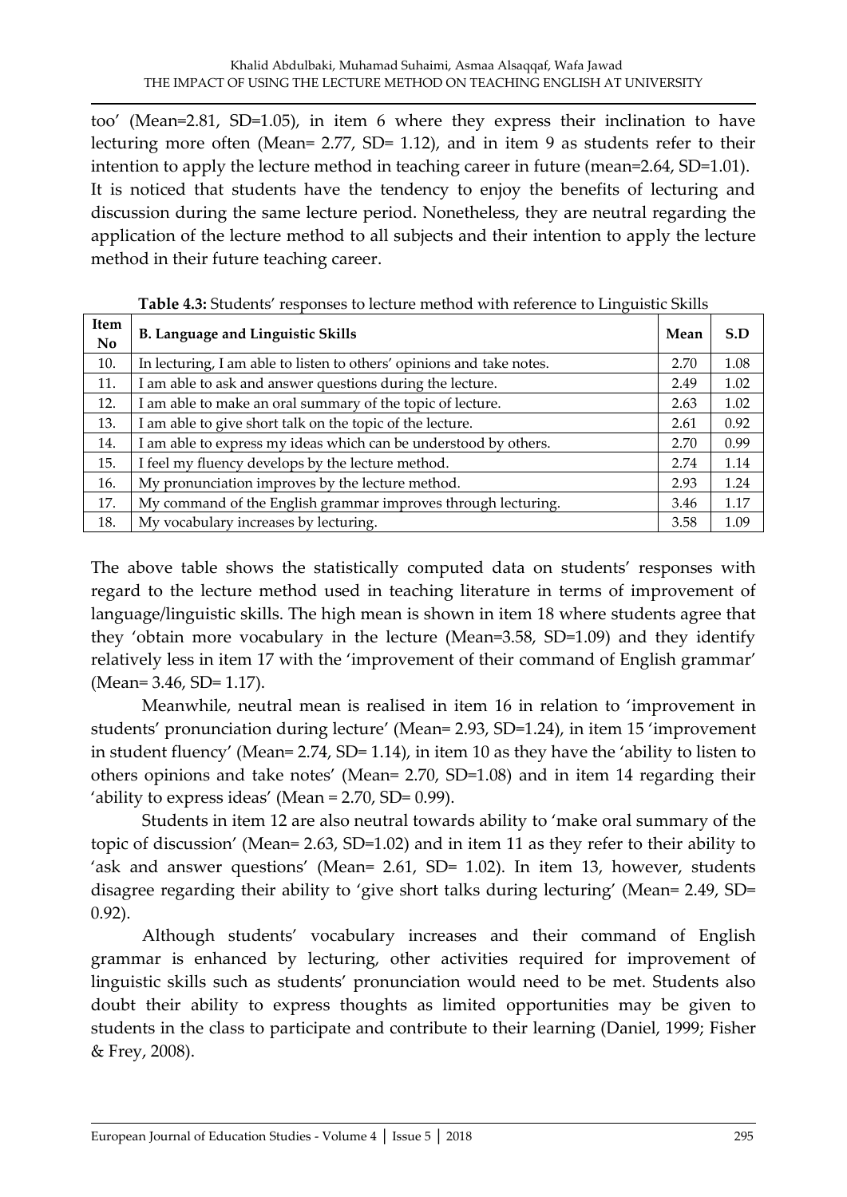too' (Mean=2.81, SD=1.05), in item 6 where they express their inclination to have lecturing more often (Mean= 2.77, SD= 1.12), and in item 9 as students refer to their intention to apply the lecture method in teaching career in future (mean=2.64, SD=1.01). It is noticed that students have the tendency to enjoy the benefits of lecturing and discussion during the same lecture period. Nonetheless, they are neutral regarding the application of the lecture method to all subjects and their intention to apply the lecture method in their future teaching career.

**Table 4.3:** Students' responses to lecture method with reference to Linguistic Skills

| Item No | B. Language and Linguistic Skills | Mean | S.D |
|---|---|---|---|
| 10. | In lecturing, I am able to listen to others' opinions and take notes. | 2.70 | 1.08 |
| 11. | I am able to ask and answer questions during the lecture. | 2.49 | 1.02 |
| 12. | I am able to make an oral summary of the topic of lecture. | 2.63 | 1.02 |
| 13. | I am able to give short talk on the topic of the lecture. | 2.61 | 0.92 |
| 14. | I am able to express my ideas which can be understood by others. | 2.70 | 0.99 |
| 15. | I feel my fluency develops by the lecture method. | 2.74 | 1.14 |
| 16. | My pronunciation improves by the lecture method. | 2.93 | 1.24 |
| 17. | My command of the English grammar improves through lecturing. | 3.46 | 1.17 |
| 18. | My vocabulary increases by lecturing. | 3.58 | 1.09 |

The above table shows the statistically computed data on students' responses with regard to the lecture method used in teaching literature in terms of improvement of language/linguistic skills. The high mean is shown in item 18 where students agree that they 'obtain more vocabulary in the lecture (Mean=3.58, SD=1.09) and they identify relatively less in item 17 with the 'improvement of their command of English grammar' (Mean= 3.46, SD= 1.17).

Meanwhile, neutral mean is realised in item 16 in relation to 'improvement in students' pronunciation during lecture' (Mean= 2.93, SD=1.24), in item 15 'improvement in student fluency' (Mean= 2.74, SD= 1.14), in item 10 as they have the 'ability to listen to others opinions and take notes' (Mean= 2.70, SD=1.08) and in item 14 regarding their 'ability to express ideas' (Mean = 2.70, SD= 0.99).

Students in item 12 are also neutral towards ability to 'make oral summary of the topic of discussion' (Mean= 2.63, SD=1.02) and in item 11 as they refer to their ability to 'ask and answer questions' (Mean= 2.61, SD= 1.02). In item 13, however, students disagree regarding their ability to 'give short talks during lecturing' (Mean= 2.49, SD= 0.92).

Although students' vocabulary increases and their command of English grammar is enhanced by lecturing, other activities required for improvement of linguistic skills such as students' pronunciation would need to be met. Students also doubt their ability to express thoughts as limited opportunities may be given to students in the class to participate and contribute to their learning (Daniel, 1999; Fisher & Frey, 2008).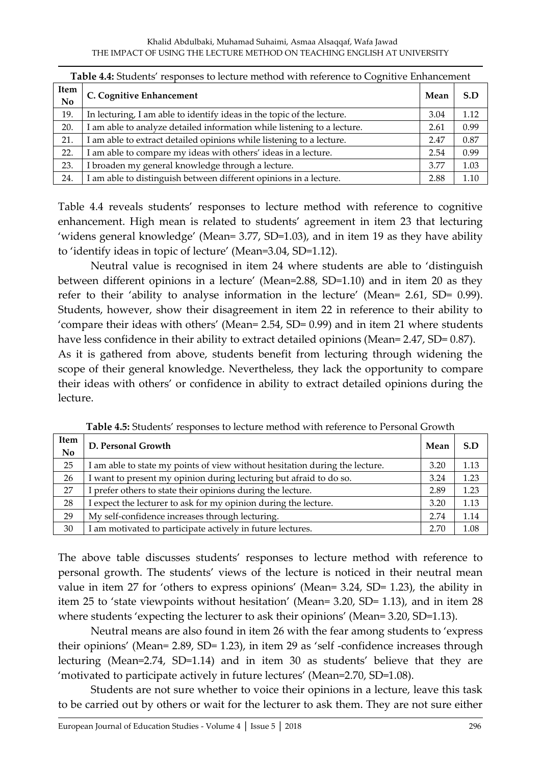**Table 4.4:** Students' responses to lecture method with reference to Cognitive Enhancement

| Item No | C. Cognitive Enhancement | Mean | S.D |
|---|---|---|---|
| 19. | In lecturing, I am able to identify ideas in the topic of the lecture. | 3.04 | 1.12 |
| 20. | I am able to analyze detailed information while listening to a lecture. | 2.61 | 0.99 |
| 21. | I am able to extract detailed opinions while listening to a lecture. | 2.47 | 0.87 |
| 22. | I am able to compare my ideas with others' ideas in a lecture. | 2.54 | 0.99 |
| 23. | I broaden my general knowledge through a lecture. | 3.77 | 1.03 |
| 24. | I am able to distinguish between different opinions in a lecture. | 2.88 | 1.10 |

Table 4.4 reveals students' responses to lecture method with reference to cognitive enhancement. High mean is related to students' agreement in item 23 that lecturing 'widens general knowledge' (Mean= 3.77, SD=1.03), and in item 19 as they have ability to 'identify ideas in topic of lecture' (Mean=3.04, SD=1.12).

Neutral value is recognised in item 24 where students are able to 'distinguish between different opinions in a lecture' (Mean=2.88, SD=1.10) and in item 20 as they refer to their 'ability to analyse information in the lecture' (Mean= 2.61, SD= 0.99). Students, however, show their disagreement in item 22 in reference to their ability to 'compare their ideas with others' (Mean= 2.54, SD= 0.99) and in item 21 where students have less confidence in their ability to extract detailed opinions (Mean= 2.47, SD= 0.87).
As it is gathered from above, students benefit from lecturing through widening the scope of their general knowledge. Nevertheless, they lack the opportunity to compare their ideas with others' or confidence in ability to extract detailed opinions during the lecture.

**Table 4.5:** Students' responses to lecture method with reference to Personal Growth

| Item No | D. Personal Growth | Mean | S.D |
|---|---|---|---|
| 25 | I am able to state my points of view without hesitation during the lecture. | 3.20 | 1.13 |
| 26 | I want to present my opinion during lecturing but afraid to do so. | 3.24 | 1.23 |
| 27 | I prefer others to state their opinions during the lecture. | 2.89 | 1.23 |
| 28 | I expect the lecturer to ask for my opinion during the lecture. | 3.20 | 1.13 |
| 29 | My self-confidence increases through lecturing. | 2.74 | 1.14 |
| 30 | I am motivated to participate actively in future lectures. | 2.70 | 1.08 |

The above table discusses students' responses to lecture method with reference to personal growth. The students' views of the lecture is noticed in their neutral mean value in item 27 for 'others to express opinions' (Mean= 3.24, SD= 1.23), the ability in item 25 to 'state viewpoints without hesitation' (Mean= 3.20, SD= 1.13), and in item 28 where students 'expecting the lecturer to ask their opinions' (Mean= 3.20, SD=1.13).

Neutral means are also found in item 26 with the fear among students to 'express their opinions' (Mean= 2.89, SD= 1.23), in item 29 as 'self -confidence increases through lecturing (Mean=2.74, SD=1.14) and in item 30 as students' believe that they are 'motivated to participate actively in future lectures' (Mean=2.70, SD=1.08).

Students are not sure whether to voice their opinions in a lecture, leave this task to be carried out by others or wait for the lecturer to ask them. They are not sure either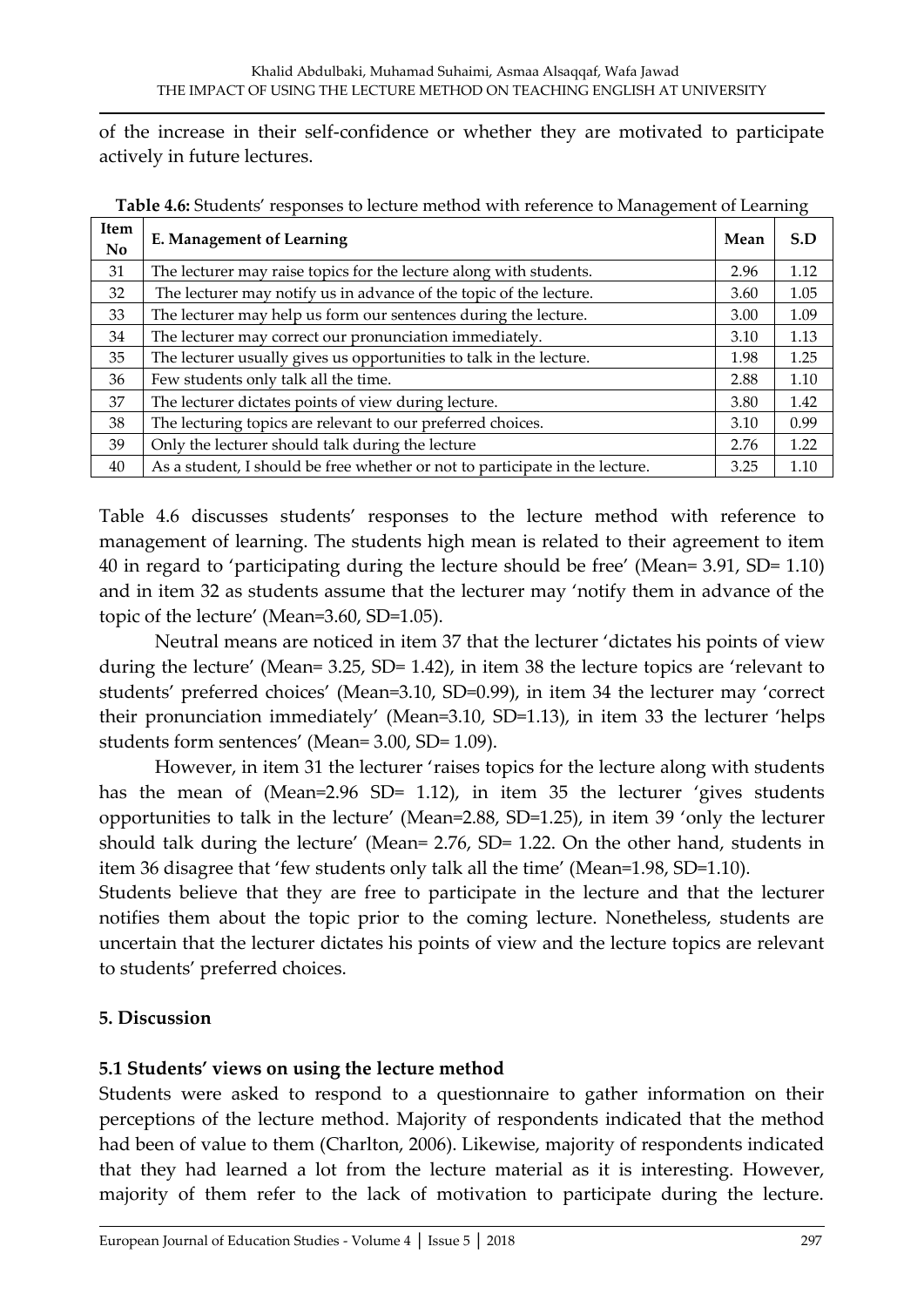of the increase in their self-confidence or whether they are motivated to participate actively in future lectures.

**Table 4.6:** Students' responses to lecture method with reference to Management of Learning

| Item No | E. Management of Learning | Mean | S.D |
|---|---|---|---|
| 31 | The lecturer may raise topics for the lecture along with students. | 2.96 | 1.12 |
| 32 | The lecturer may notify us in advance of the topic of the lecture. | 3.60 | 1.05 |
| 33 | The lecturer may help us form our sentences during the lecture. | 3.00 | 1.09 |
| 34 | The lecturer may correct our pronunciation immediately. | 3.10 | 1.13 |
| 35 | The lecturer usually gives us opportunities to talk in the lecture. | 1.98 | 1.25 |
| 36 | Few students only talk all the time. | 2.88 | 1.10 |
| 37 | The lecturer dictates points of view during lecture. | 3.80 | 1.42 |
| 38 | The lecturing topics are relevant to our preferred choices. | 3.10 | 0.99 |
| 39 | Only the lecturer should talk during the lecture | 2.76 | 1.22 |
| 40 | As a student, I should be free whether or not to participate in the lecture. | 3.25 | 1.10 |

Table 4.6 discusses students' responses to the lecture method with reference to management of learning. The students high mean is related to their agreement to item 40 in regard to 'participating during the lecture should be free' (Mean= 3.91, SD= 1.10) and in item 32 as students assume that the lecturer may 'notify them in advance of the topic of the lecture' (Mean=3.60, SD=1.05).

Neutral means are noticed in item 37 that the lecturer 'dictates his points of view during the lecture' (Mean= 3.25, SD= 1.42), in item 38 the lecture topics are 'relevant to students' preferred choices' (Mean=3.10, SD=0.99), in item 34 the lecturer may 'correct their pronunciation immediately' (Mean=3.10, SD=1.13), in item 33 the lecturer 'helps students form sentences' (Mean= 3.00, SD= 1.09).

However, in item 31 the lecturer 'raises topics for the lecture along with students has the mean of (Mean=2.96 SD= 1.12), in item 35 the lecturer 'gives students opportunities to talk in the lecture' (Mean=2.88, SD=1.25), in item 39 'only the lecturer should talk during the lecture' (Mean= 2.76, SD= 1.22. On the other hand, students in item 36 disagree that 'few students only talk all the time' (Mean=1.98, SD=1.10).

Students believe that they are free to participate in the lecture and that the lecturer notifies them about the topic prior to the coming lecture. Nonetheless, students are uncertain that the lecturer dictates his points of view and the lecture topics are relevant to students' preferred choices.

## 5. Discussion

### 5.1 Students' views on using the lecture method

Students were asked to respond to a questionnaire to gather information on their perceptions of the lecture method. Majority of respondents indicated that the method had been of value to them (Charlton, 2006). Likewise, majority of respondents indicated that they had learned a lot from the lecture material as it is interesting. However, majority of them refer to the lack of motivation to participate during the lecture.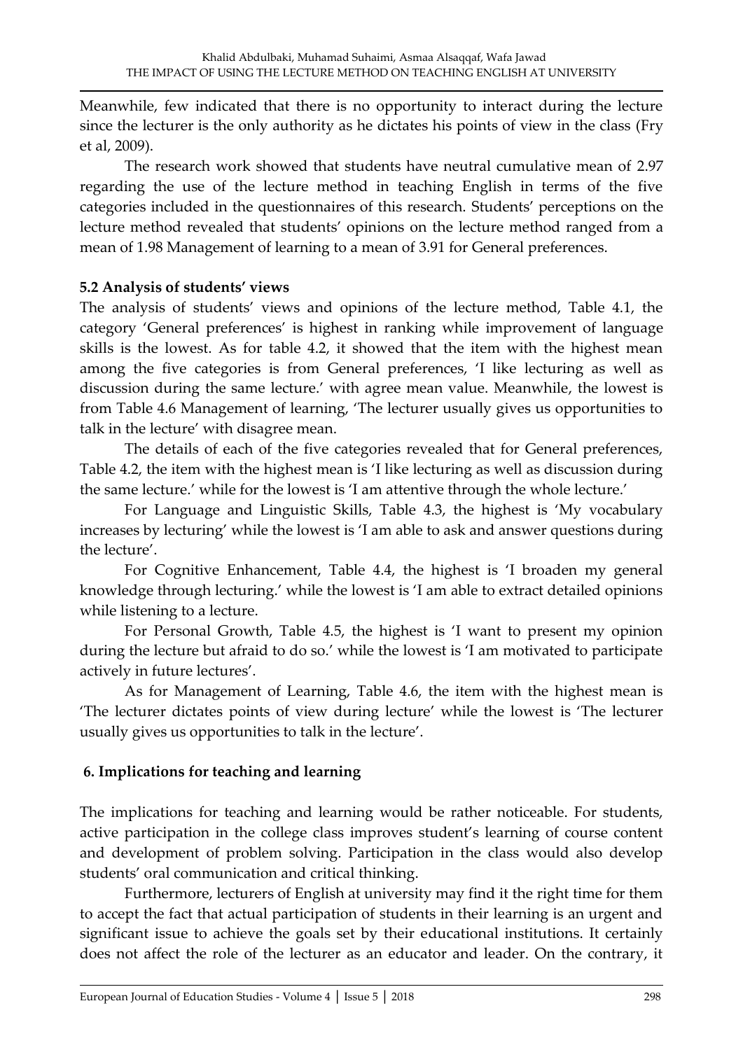Meanwhile, few indicated that there is no opportunity to interact during the lecture since the lecturer is the only authority as he dictates his points of view in the class (Fry et al, 2009).

The research work showed that students have neutral cumulative mean of 2.97 regarding the use of the lecture method in teaching English in terms of the five categories included in the questionnaires of this research. Students' perceptions on the lecture method revealed that students' opinions on the lecture method ranged from a mean of 1.98 Management of learning to a mean of 3.91 for General preferences.

### 5.2 Analysis of students' views

The analysis of students' views and opinions of the lecture method, Table 4.1, the category 'General preferences' is highest in ranking while improvement of language skills is the lowest. As for table 4.2, it showed that the item with the highest mean among the five categories is from General preferences, 'I like lecturing as well as discussion during the same lecture.' with agree mean value. Meanwhile, the lowest is from Table 4.6 Management of learning, 'The lecturer usually gives us opportunities to talk in the lecture' with disagree mean.

The details of each of the five categories revealed that for General preferences, Table 4.2, the item with the highest mean is 'I like lecturing as well as discussion during the same lecture.' while for the lowest is 'I am attentive through the whole lecture.'

For Language and Linguistic Skills, Table 4.3, the highest is 'My vocabulary increases by lecturing' while the lowest is 'I am able to ask and answer questions during the lecture'.

For Cognitive Enhancement, Table 4.4, the highest is 'I broaden my general knowledge through lecturing.' while the lowest is 'I am able to extract detailed opinions while listening to a lecture.

For Personal Growth, Table 4.5, the highest is 'I want to present my opinion during the lecture but afraid to do so.' while the lowest is 'I am motivated to participate actively in future lectures'.

As for Management of Learning, Table 4.6, the item with the highest mean is 'The lecturer dictates points of view during lecture' while the lowest is 'The lecturer usually gives us opportunities to talk in the lecture'.

## 6. Implications for teaching and learning

The implications for teaching and learning would be rather noticeable. For students, active participation in the college class improves student's learning of course content and development of problem solving. Participation in the class would also develop students' oral communication and critical thinking.

Furthermore, lecturers of English at university may find it the right time for them to accept the fact that actual participation of students in their learning is an urgent and significant issue to achieve the goals set by their educational institutions. It certainly does not affect the role of the lecturer as an educator and leader. On the contrary, it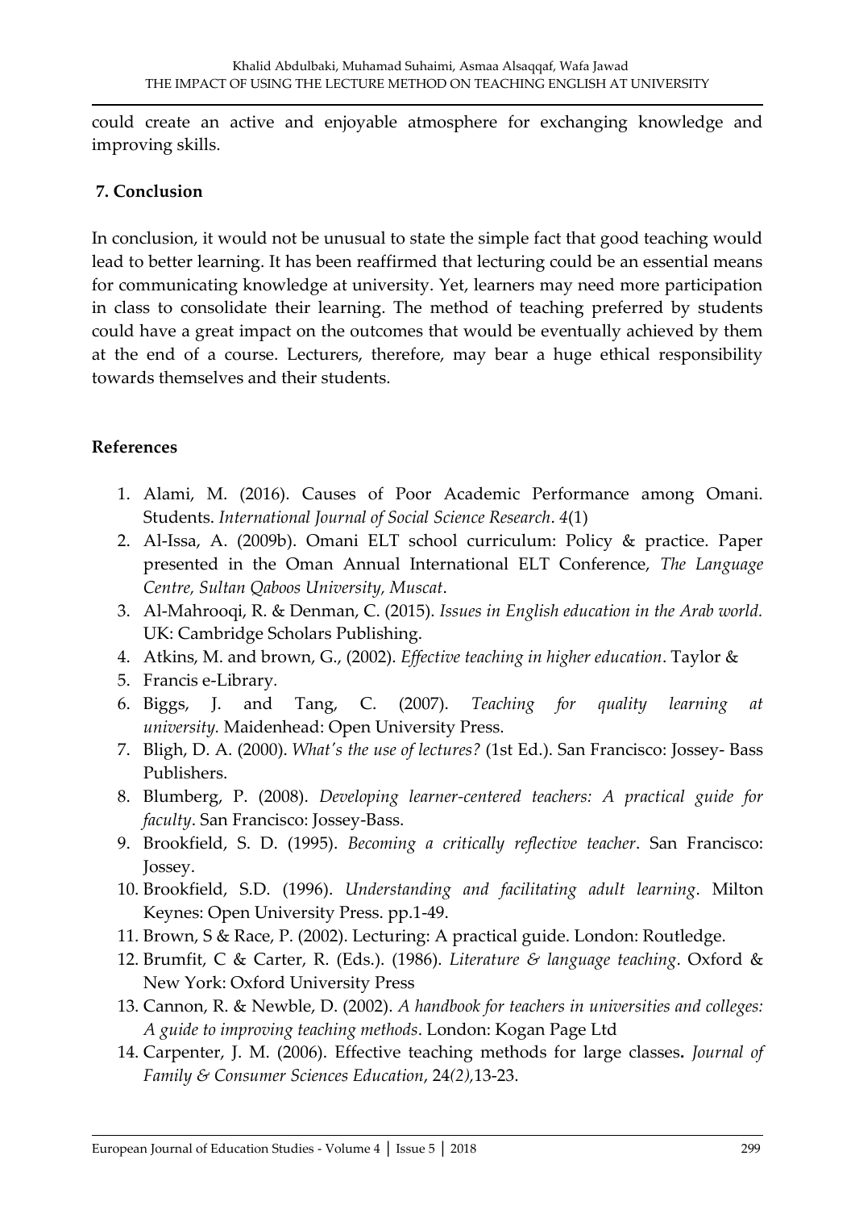could create an active and enjoyable atmosphere for exchanging knowledge and improving skills.

## 7. Conclusion

In conclusion, it would not be unusual to state the simple fact that good teaching would lead to better learning. It has been reaffirmed that lecturing could be an essential means for communicating knowledge at university. Yet, learners may need more participation in class to consolidate their learning. The method of teaching preferred by students could have a great impact on the outcomes that would be eventually achieved by them at the end of a course. Lecturers, therefore, may bear a huge ethical responsibility towards themselves and their students.

## References

1. Alami, M. (2016). Causes of Poor Academic Performance among Omani. Students. *International Journal of Social Science Research*. 4(1)
2. Al-Issa, A. (2009b). Omani ELT school curriculum: Policy & practice. Paper presented in the Oman Annual International ELT Conference, *The Language Centre, Sultan Qaboos University, Muscat*.
3. Al-Mahrooqi, R. & Denman, C. (2015). *Issues in English education in the Arab world.* UK: Cambridge Scholars Publishing.
4. Atkins, M. and brown, G., (2002). *Effective teaching in higher education*. Taylor &
5. Francis e-Library.
6. Biggs, J. and Tang, C. (2007). *Teaching for quality learning at university.* Maidenhead: Open University Press.
7. Bligh, D. A. (2000). *What's the use of lectures?* (1st Ed.). San Francisco: Jossey- Bass Publishers.
8. Blumberg, P. (2008). *Developing learner-centered teachers: A practical guide for faculty*. San Francisco: Jossey-Bass.
9. Brookfield, S. D. (1995). *Becoming a critically reflective teacher*. San Francisco: Jossey.
10. Brookfield, S.D. (1996). *Understanding and facilitating adult learning*. Milton Keynes: Open University Press. pp.1-49.
11. Brown, S & Race, P. (2002). Lecturing: A practical guide. London: Routledge.
12. Brumfit, C & Carter, R. (Eds.). (1986). *Literature & language teaching*. Oxford & New York: Oxford University Press
13. Cannon, R. & Newble, D. (2002). *A handbook for teachers in universities and colleges: A guide to improving teaching methods*. London: Kogan Page Ltd
14. Carpenter, J. M. (2006). Effective teaching methods for large classes. *Journal of Family & Consumer Sciences Education*, 24*(2)*,13-23.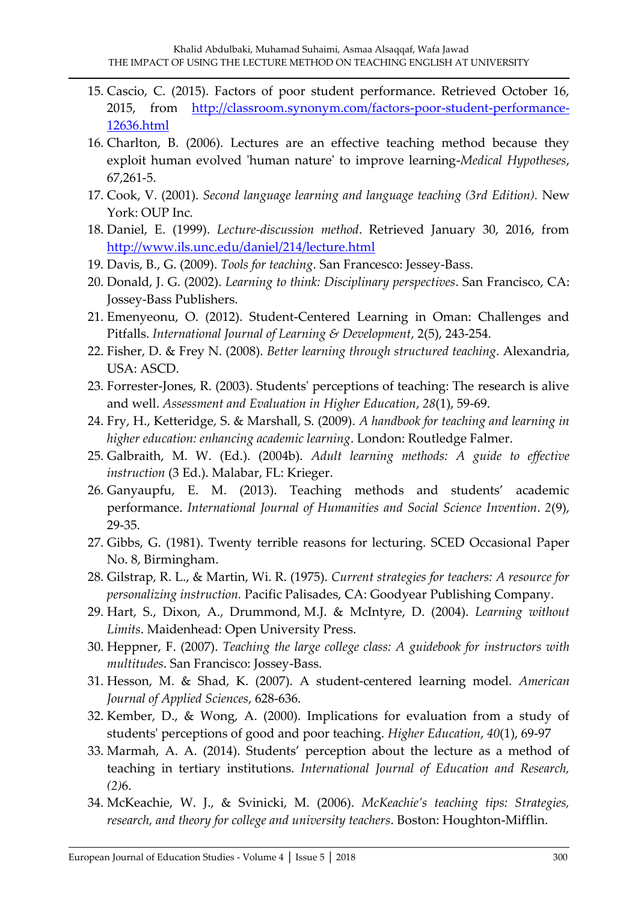15. Cascio, C. (2015). Factors of poor student performance. Retrieved October 16, 2015, from http://classroom.synonym.com/factors-poor-student-performance-12636.html
16. Charlton, B. (2006). Lectures are an effective teaching method because they exploit human evolved 'human nature' to improve learning-*Medical Hypotheses*, 67,261-5.
17. Cook, V. (2001). *Second language learning and language teaching (3rd Edition).* New York: OUP Inc.
18. Daniel, E. (1999). *Lecture-discussion method*. Retrieved January 30, 2016, from http://www.ils.unc.edu/daniel/214/lecture.html
19. Davis, B., G. (2009). *Tools for teaching*. San Francesco: Jessey-Bass.
20. Donald, J. G. (2002). *Learning to think: Disciplinary perspectives*. San Francisco, CA: Jossey-Bass Publishers.
21. Emenyeonu, O. (2012). Student-Centered Learning in Oman: Challenges and Pitfalls. *International Journal of Learning & Development*, 2(5), 243-254.
22. Fisher, D. & Frey N. (2008). *Better learning through structured teaching*. Alexandria, USA: ASCD.
23. Forrester-Jones, R. (2003). Students' perceptions of teaching: The research is alive and well. *Assessment and Evaluation in Higher Education*, *28*(1), 59-69.
24. Fry, H., Ketteridge, S. & Marshall, S. (2009). *A handbook for teaching and learning in higher education: enhancing academic learning*. London: Routledge Falmer.
25. Galbraith, M. W. (Ed.). (2004b). *Adult learning methods: A guide to effective instruction* (3 Ed.). Malabar, FL: Krieger.
26. Ganyaupfu, E. M. (2013). Teaching methods and students' academic performance. *International Journal of Humanities and Social Science Invention*. *2*(9), 29-35.
27. Gibbs, G. (1981). Twenty terrible reasons for lecturing. SCED Occasional Paper No. 8, Birmingham.
28. Gilstrap, R. L., & Martin, Wi. R. (1975). *Current strategies for teachers: A resource for personalizing instruction.* Pacific Palisades, CA: Goodyear Publishing Company.
29. Hart, S., Dixon, A., Drummond, M.J. & McIntyre, D. (2004). *Learning without Limits*. Maidenhead: Open University Press.
30. Heppner, F. (2007). *Teaching the large college class: A guidebook for instructors with multitudes*. San Francisco: Jossey-Bass.
31. Hesson, M. & Shad, K. (2007). A student-centered learning model. *American Journal of Applied Sciences*, 628-636.
32. Kember, D., & Wong, A. (2000). Implications for evaluation from a study of students' perceptions of good and poor teaching. *Higher Education*, *40*(1), 69-97
33. Marmah, A. A. (2014). Students' perception about the lecture as a method of teaching in tertiary institutions. *International Journal of Education and Research, (2)*6.
34. McKeachie, W. J., & Svinicki, M. (2006). *McKeachie's teaching tips: Strategies, research, and theory for college and university teachers*. Boston: Houghton-Mifflin.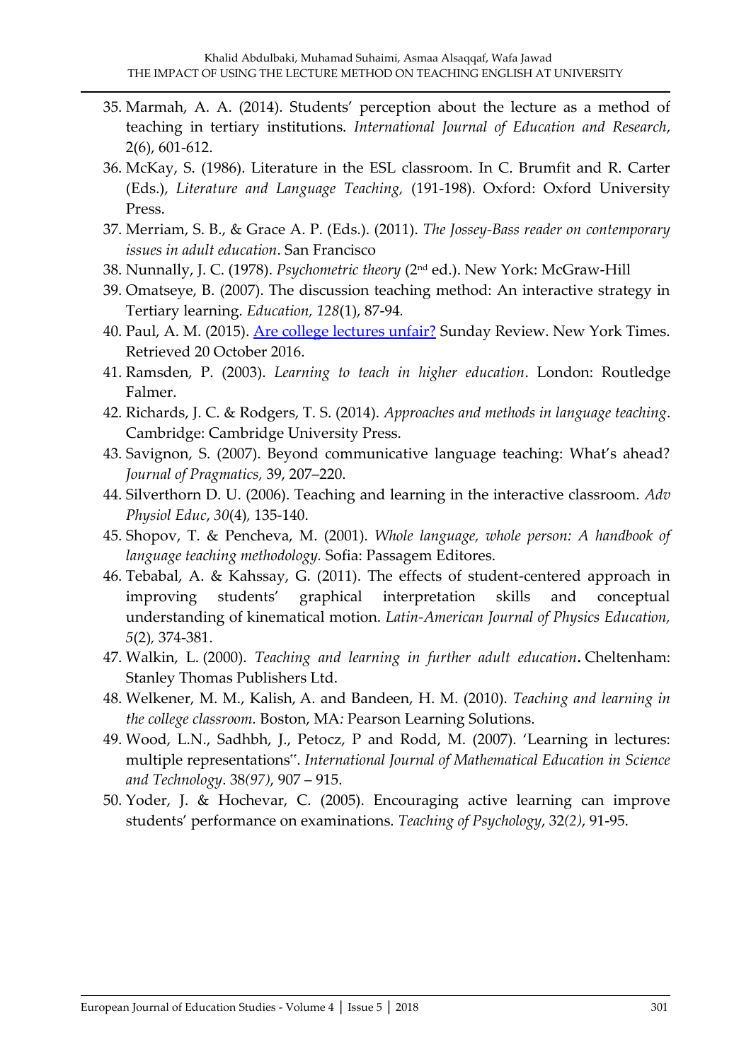35. Marmah, A. A. (2014). Students' perception about the lecture as a method of teaching in tertiary institutions. *International Journal of Education and Research*, 2(6), 601-612.
36. McKay, S. (1986). Literature in the ESL classroom. In C. Brumfit and R. Carter (Eds.), *Literature and Language Teaching,* (191-198). Oxford: Oxford University Press.
37. Merriam, S. B., & Grace A. P. (Eds.). (2011). *The Jossey-Bass reader on contemporary issues in adult education*. San Francisco
38. Nunnally, J. C. (1978). *Psychometric theory* (2nd ed.). New York: McGraw-Hill
39. Omatseye, B. (2007). The discussion teaching method: An interactive strategy in Tertiary learning. *Education, 128*(1), 87-94.
40. Paul, A. M. (2015). [Are college lectures unfair?](#) Sunday Review. New York Times. Retrieved 20 October 2016.
41. Ramsden, P. (2003). *Learning to teach in higher education*. London: Routledge Falmer.
42. Richards, J. C. & Rodgers, T. S. (2014). *Approaches and methods in language teaching*. Cambridge: Cambridge University Press.
43. Savignon, S. (2007). Beyond communicative language teaching: What's ahead? *Journal of Pragmatics,* 39, 207–220.
44. Silverthorn D. U. (2006). Teaching and learning in the interactive classroom. *Adv Physiol Educ*, *30*(4), 135-140.
45. Shopov, T. & Pencheva, M. (2001). *Whole language, whole person: A handbook of language teaching methodology.* Sofia: Passagem Editores.
46. Tebabal, A. & Kahssay, G. (2011). The effects of student-centered approach in improving students' graphical interpretation skills and conceptual understanding of kinematical motion. *Latin-American Journal of Physics Education, 5*(2), 374-381.
47. Walkin, L. (2000). *Teaching and learning in further adult education*. Cheltenham: Stanley Thomas Publishers Ltd.
48. Welkener, M. M., Kalish, A. and Bandeen, H. M. (2010). *Teaching and learning in the college classroom.* Boston, MA: Pearson Learning Solutions.
49. Wood, L.N., Sadhbh, J., Petocz, P and Rodd, M. (2007). 'Learning in lectures: multiple representations''. *International Journal of Mathematical Education in Science and Technology*. 38*(97)*, 907 – 915.
50. Yoder, J. & Hochevar, C. (2005). Encouraging active learning can improve students' performance on examinations. *Teaching of Psychology*, 32*(2)*, 91-95.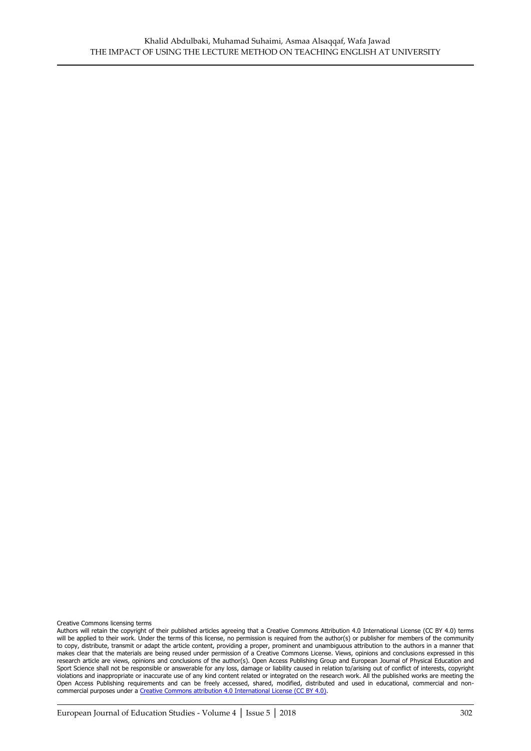Creative Commons licensing terms

Authors will retain the copyright of their published articles agreeing that a Creative Commons Attribution 4.0 International License (CC BY 4.0) terms will be applied to their work. Under the terms of this license, no permission is required from the author(s) or publisher for members of the community to copy, distribute, transmit or adapt the article content, providing a proper, prominent and unambiguous attribution to the authors in a manner that makes clear that the materials are being reused under permission of a Creative Commons License. Views, opinions and conclusions expressed in this research article are views, opinions and conclusions of the author(s). Open Access Publishing Group and European Journal of Physical Education and Sport Science shall not be responsible or answerable for any loss, damage or liability caused in relation to/arising out of conflict of interests, copyright violations and inappropriate or inaccurate use of any kind content related or integrated on the research work. All the published works are meeting the Open Access Publishing requirements and can be freely accessed, shared, modified, distributed and used in educational, commercial and non-commercial purposes under a Creative Commons attribution 4.0 International License (CC BY 4.0).